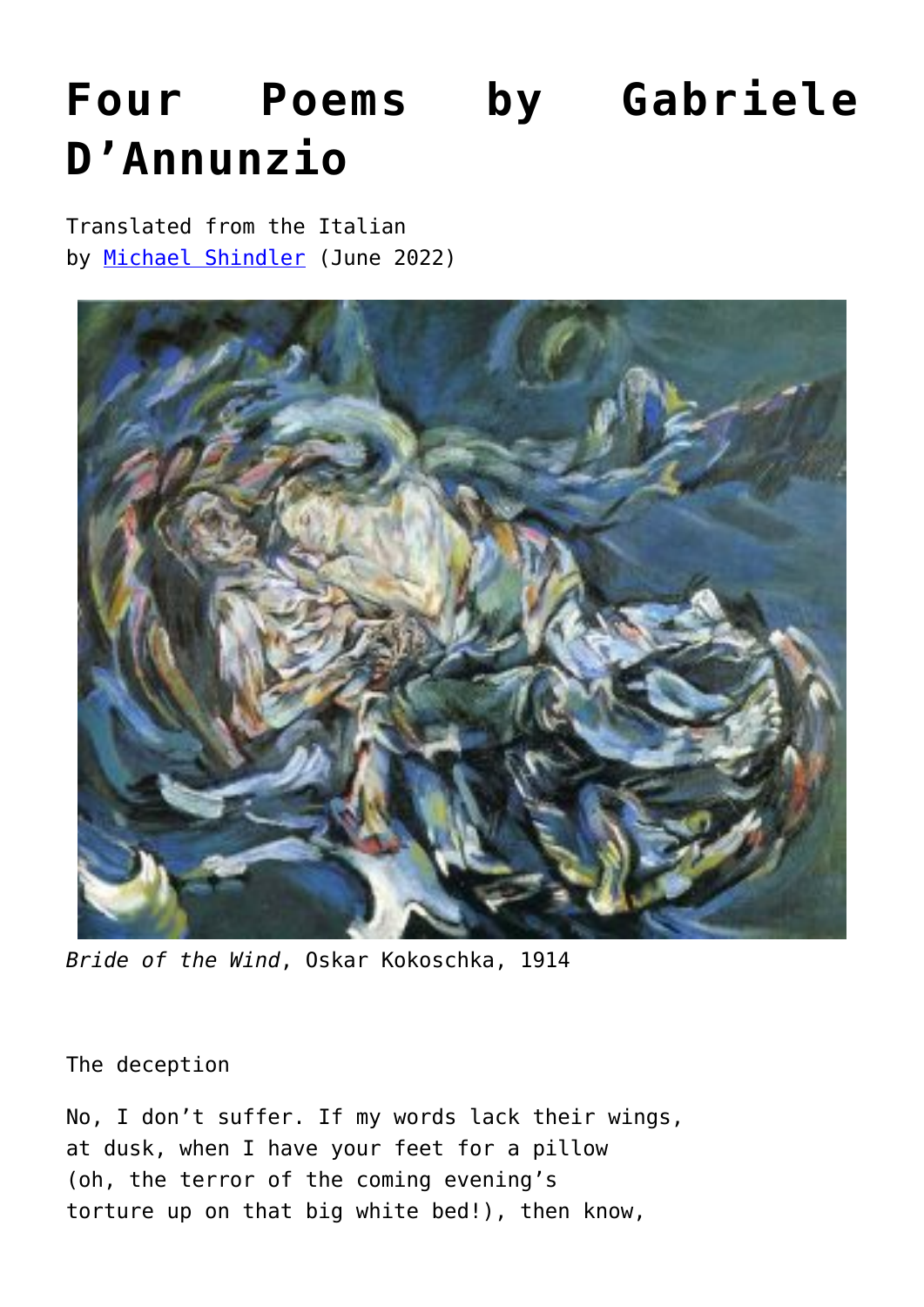# Four Poems by Gabriele D'Annunzio

Translated from the Italian
by Michael Shindler (June 2022)

*Bride of the Wind*, Oskar Kokoschka, 1914

The deception

No, I don't suffer. If my words lack their wings,
at dusk, when I have your feet for a pillow
(oh, the terror of the coming evening's
torture up on that big white bed!), then know,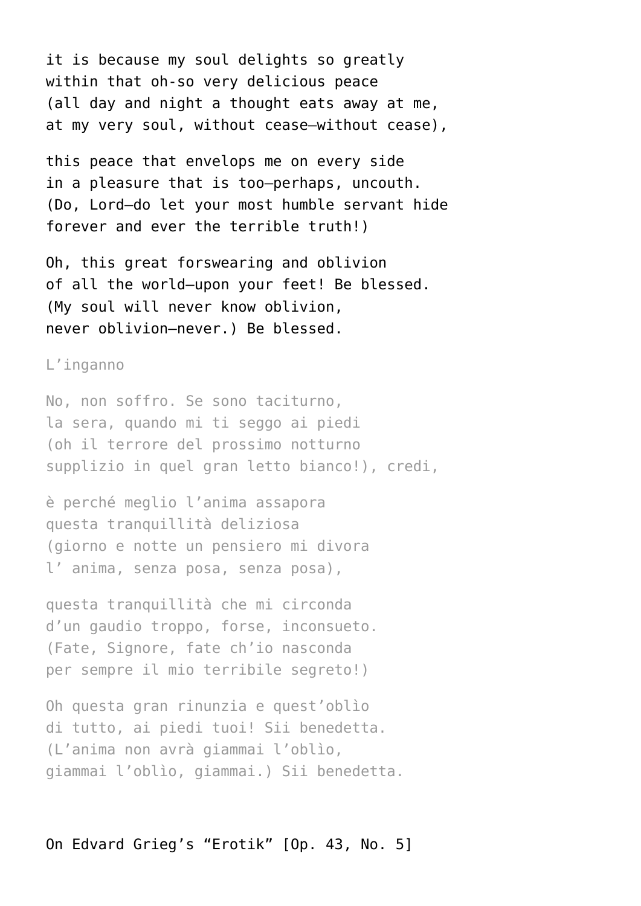it is because my soul delights so greatly
within that oh-so very delicious peace
(all day and night a thought eats away at me,
at my very soul, without cease—without cease),

this peace that envelops me on every side
in a pleasure that is too—perhaps, uncouth.
(Do, Lord—do let your most humble servant hide
forever and ever the terrible truth!)

Oh, this great forswearing and oblivion
of all the world—upon your feet! Be blessed.
(My soul will never know oblivion,
never oblivion—never.) Be blessed.

L'inganno

No, non soffro. Se sono taciturno,
la sera, quando mi ti seggo ai piedi
(oh il terrore del prossimo notturno
supplizio in quel gran letto bianco!), credi,

è perché meglio l'anima assapora
questa tranquillità deliziosa
(giorno e notte un pensiero mi divora
l' anima, senza posa, senza posa),

questa tranquillità che mi circonda
d'un gaudio troppo, forse, inconsueto.
(Fate, Signore, fate ch'io nasconda
per sempre il mio terribile segreto!)

Oh questa gran rinunzia e quest'oblìo
di tutto, ai piedi tuoi! Sii benedetta.
(L'anima non avrà giammai l'oblìo,
giammai l'oblìo, giammai.) Sii benedetta.

On Edvard Grieg's "Erotik" [Op. 43, No. 5]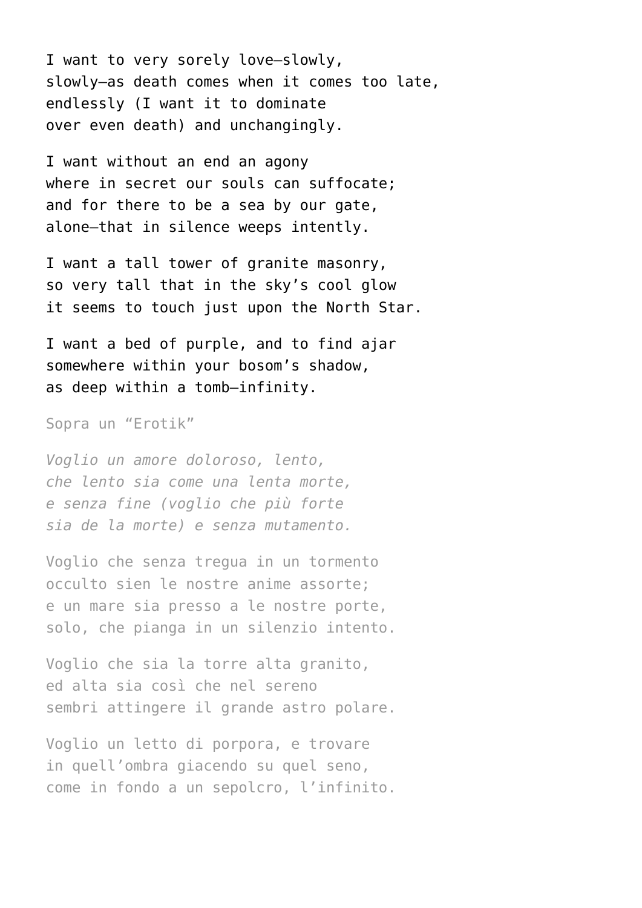I want to very sorely love—slowly,
slowly—as death comes when it comes too late,
endlessly (I want it to dominate
over even death) and unchangingly.

I want without an end an agony
where in secret our souls can suffocate;
and for there to be a sea by our gate,
alone—that in silence weeps intently.

I want a tall tower of granite masonry,
so very tall that in the sky's cool glow
it seems to touch just upon the North Star.

I want a bed of purple, and to find ajar
somewhere within your bosom's shadow,
as deep within a tomb—infinity.

Sopra un "Erotik"

*Voglio un amore doloroso, lento,*
*che lento sia come una lenta morte,*
*e senza fine (voglio che più forte*
*sia de la morte) e senza mutamento.*

Voglio che senza tregua in un tormento
occulto sien le nostre anime assorte;
e un mare sia presso a le nostre porte,
solo, che pianga in un silenzio intento.

Voglio che sia la torre alta granito,
ed alta sia così che nel sereno
sembri attingere il grande astro polare.

Voglio un letto di porpora, e trovare
in quell'ombra giacendo su quel seno,
come in fondo a un sepolcro, l'infinito.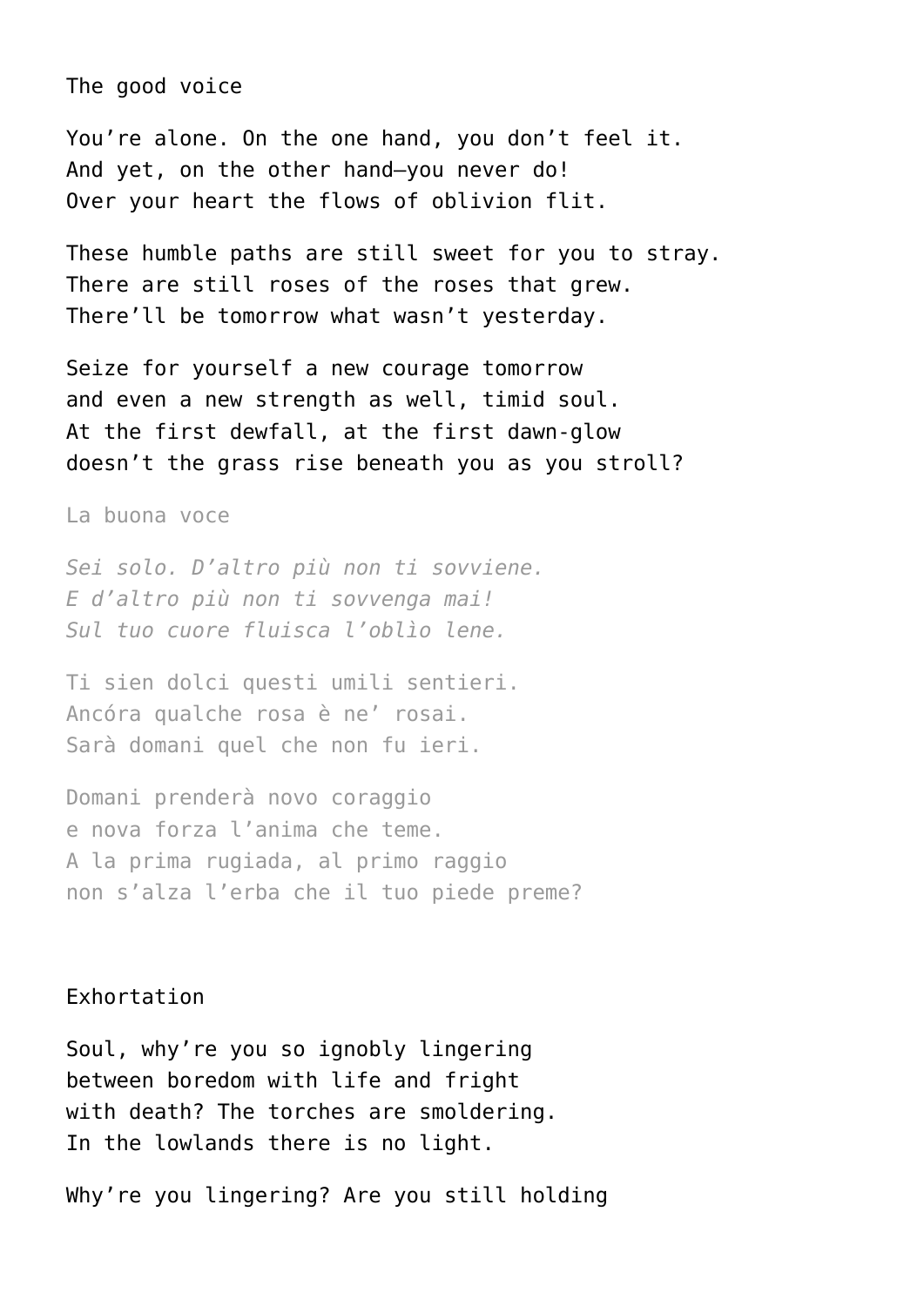The good voice

You’re alone. On the one hand, you don’t feel it.
And yet, on the other hand—you never do!
Over your heart the flows of oblivion flit.

These humble paths are still sweet for you to stray.
There are still roses of the roses that grew.
There’ll be tomorrow what wasn’t yesterday.

Seize for yourself a new courage tomorrow
and even a new strength as well, timid soul.
At the first dewfall, at the first dawn-glow
doesn’t the grass rise beneath you as you stroll?

La buona voce

*Sei solo. D’altro più non ti sovviene.*
*E d’altro più non ti sovvenga mai!*
*Sul tuo cuore fluisca l’oblìo lene.*

Ti sien dolci questi umili sentieri.
Ancóra qualche rosa è ne’ rosai.
Sarà domani quel che non fu ieri.

Domani prenderà novo coraggio
e nova forza l’anima che teme.
A la prima rugiada, al primo raggio
non s’alza l’erba che il tuo piede preme?

Exhortation

Soul, why’re you so ignobly lingering
between boredom with life and fright
with death? The torches are smoldering.
In the lowlands there is no light.

Why’re you lingering? Are you still holding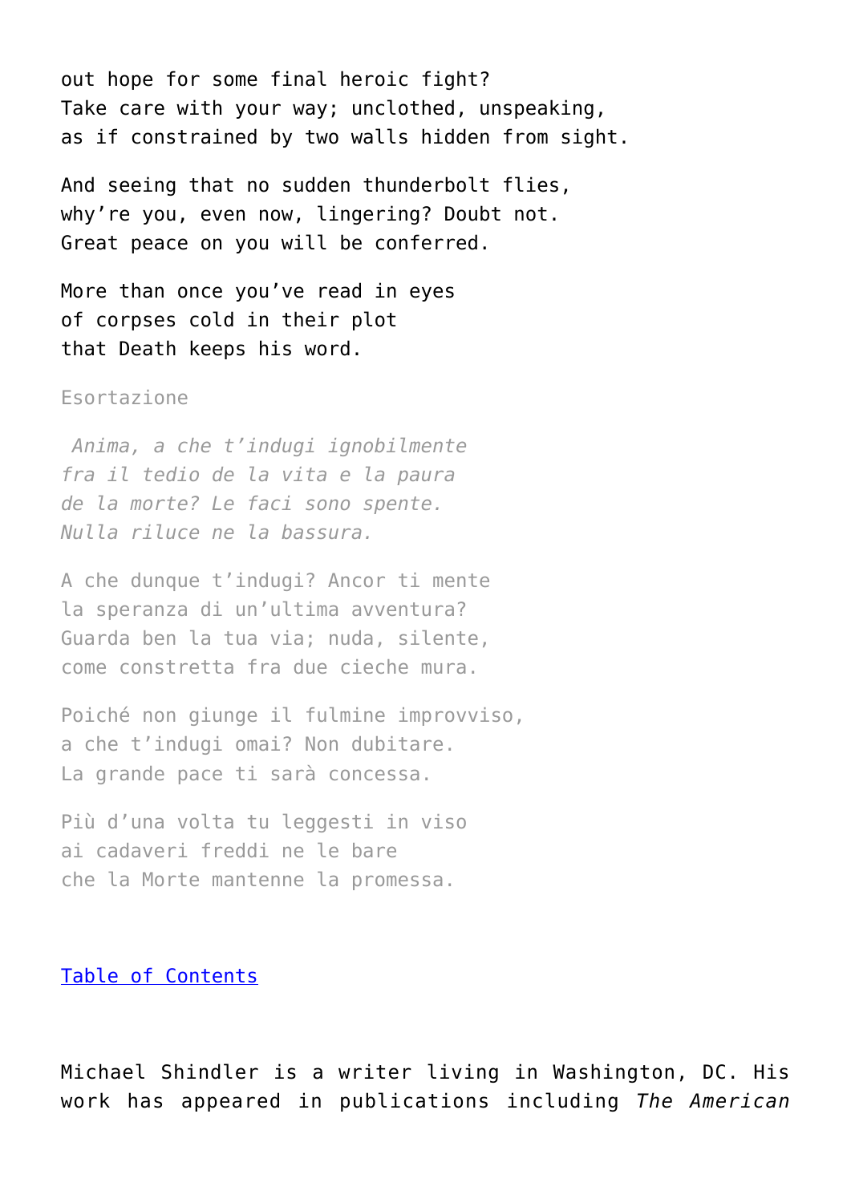out hope for some final heroic fight?
Take care with your way; unclothed, unspeaking,
as if constrained by two walls hidden from sight.

And seeing that no sudden thunderbolt flies,
why're you, even now, lingering? Doubt not.
Great peace on you will be conferred.

More than once you've read in eyes
of corpses cold in their plot
that Death keeps his word.

Esortazione

*Anima, a che t'indugi ignobilmente*
*fra il tedio de la vita e la paura*
*de la morte? Le faci sono spente.*
*Nulla riluce ne la bassura.*

A che dunque t'indugi? Ancor ti mente
la speranza di un'ultima avventura?
Guarda ben la tua via; nuda, silente,
come constretta fra due cieche mura.

Poiché non giunge il fulmine improvviso,
a che t'indugi omai? Non dubitare.
La grande pace ti sarà concessa.

Più d'una volta tu leggesti in viso
ai cadaveri freddi ne le bare
che la Morte mantenne la promessa.

Table of Contents

Michael Shindler is a writer living in Washington, DC. His work has appeared in publications including *The American*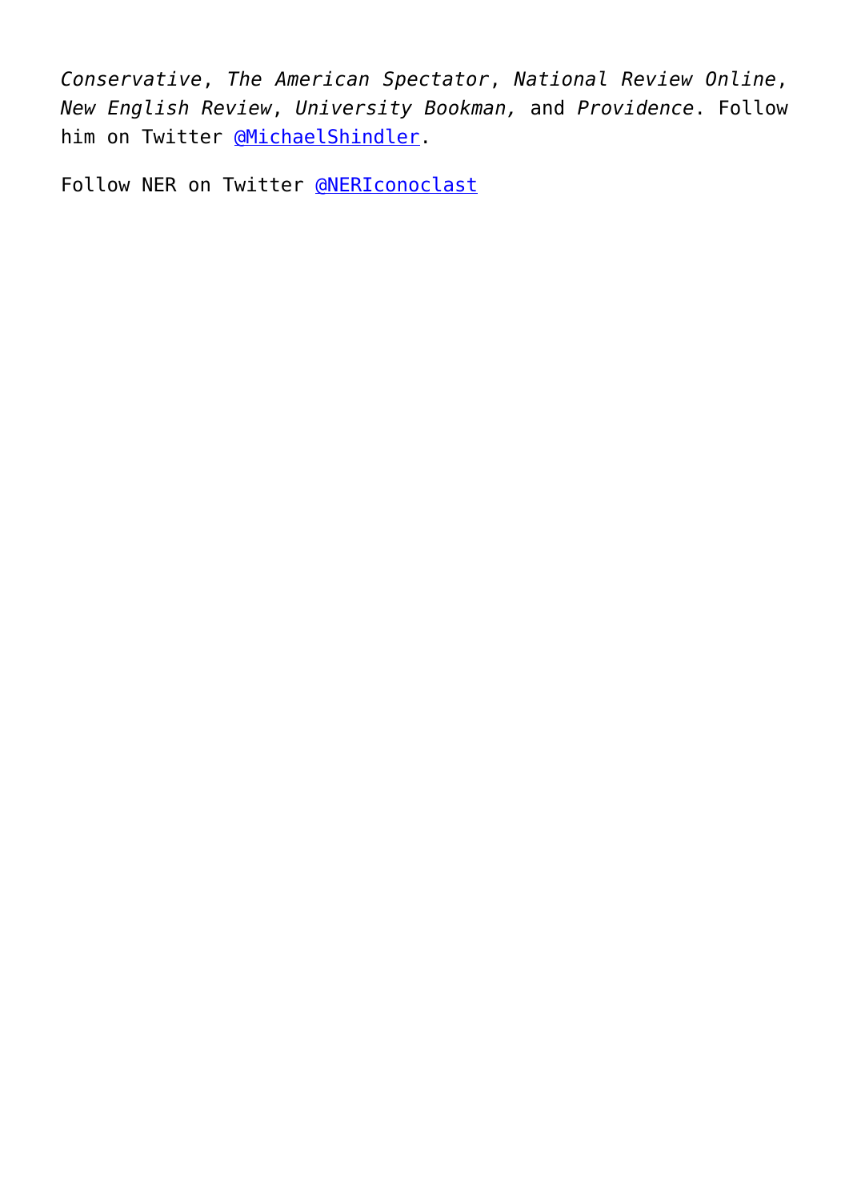*Conservative*, *The American Spectator*, *National Review Online*, *New English Review*, *University Bookman,* and *Providence*. Follow him on Twitter [@MichaelShindler](https://twitter.com/MichaelShindler).

Follow NER on Twitter [@NERIconoclast](https://twitter.com/NERIconoclast)